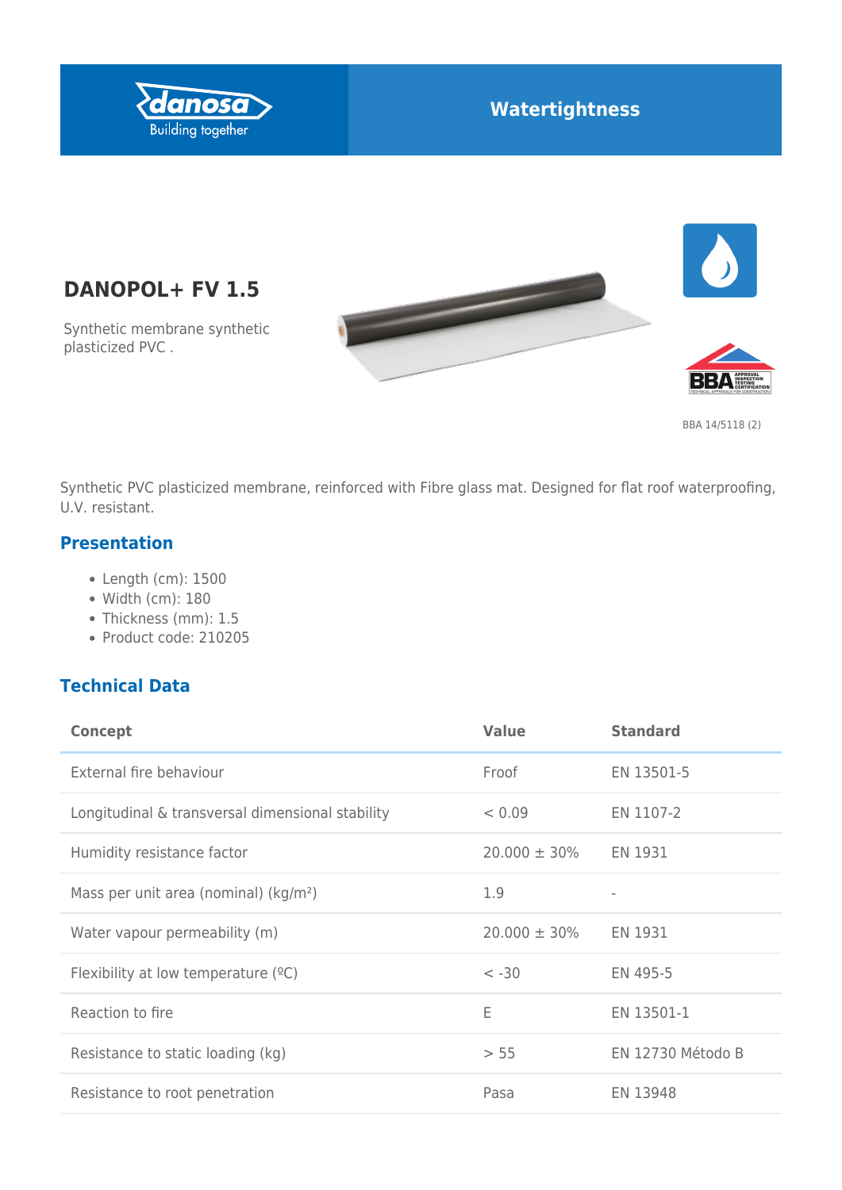danosa
Building together

Watertightness

# DANOPOL+ FV 1.5

Synthetic membrane synthetic plasticized PVC .

BBA 14/5118 (2)

Synthetic PVC plasticized membrane, reinforced with Fibre glass mat. Designed for flat roof waterproofing, U.V. resistant.

## Presentation

- Length (cm): 1500
- Width (cm): 180
- Thickness (mm): 1.5
- Product code: 210205

## Technical Data

| Concept | Value | Standard |
| --- | --- | --- |
| External fire behaviour | Froof | EN 13501-5 |
| Longitudinal & transversal dimensional stability | < 0.09 | EN 1107-2 |
| Humidity resistance factor | 20.000 ± 30% | EN 1931 |
| Mass per unit area (nominal) (kg/m²) | 1.9 | - |
| Water vapour permeability (m) | 20.000 ± 30% | EN 1931 |
| Flexibility at low temperature (ºC) | < -30 | EN 495-5 |
| Reaction to fire | E | EN 13501-1 |
| Resistance to static loading (kg) | > 55 | EN 12730 Método B |
| Resistance to root penetration | Pasa | EN 13948 |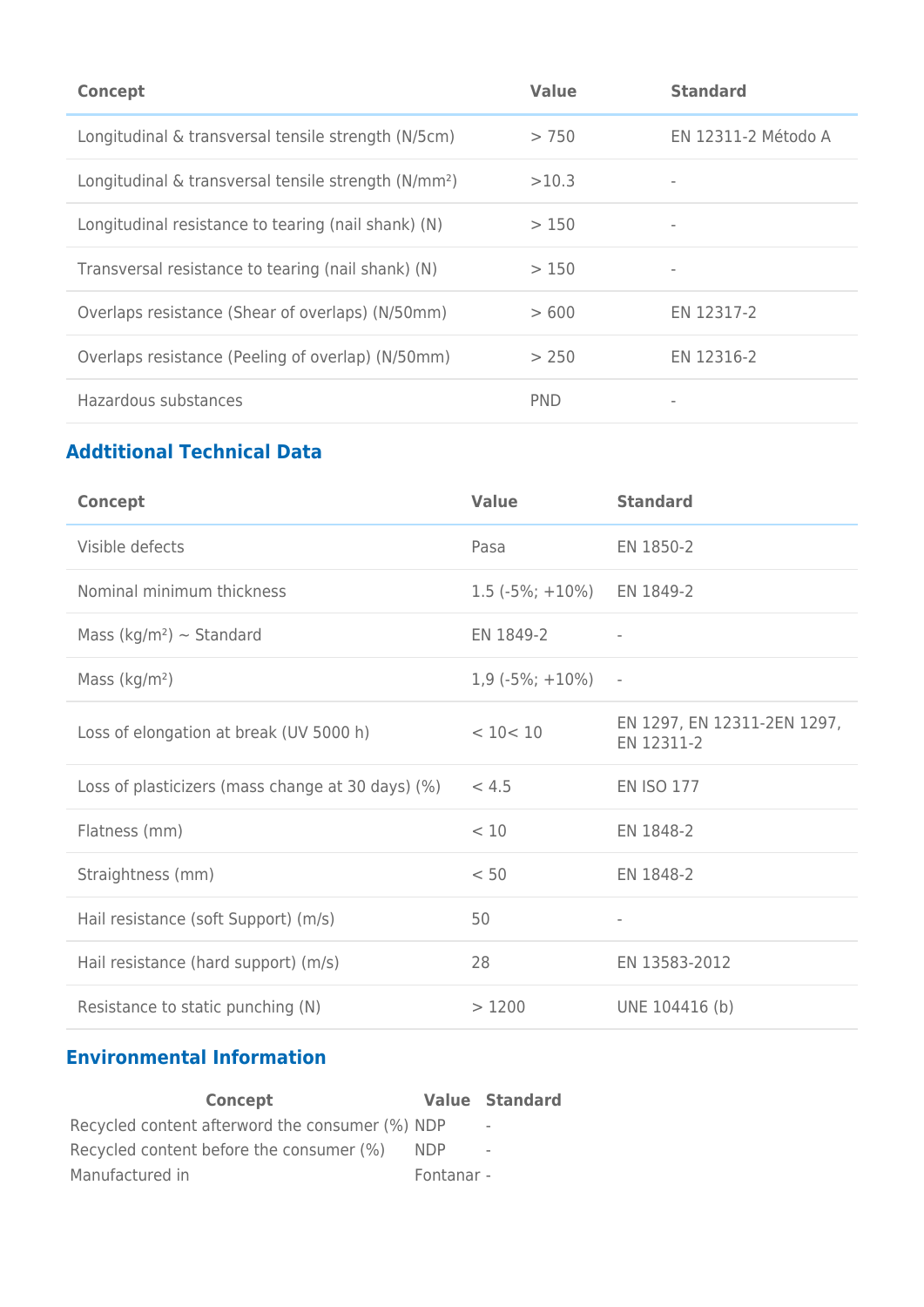| Concept | Value | Standard |
| --- | --- | --- |
| Longitudinal & transversal tensile strength (N/5cm) | > 750 | EN 12311-2 Método A |
| Longitudinal & transversal tensile strength (N/mm²) | >10.3 | - |
| Longitudinal resistance to tearing (nail shank) (N) | > 150 | - |
| Transversal resistance to tearing (nail shank) (N) | > 150 | - |
| Overlaps resistance (Shear of overlaps) (N/50mm) | > 600 | EN 12317-2 |
| Overlaps resistance (Peeling of overlap) (N/50mm) | > 250 | EN 12316-2 |
| Hazardous substances | PND | - |

## Addtitional Technical Data

| Concept | Value | Standard |
| --- | --- | --- |
| Visible defects | Pasa | EN 1850-2 |
| Nominal minimum thickness | 1.5 (-5%; +10%) | EN 1849-2 |
| Mass (kg/m²) ~ Standard | EN 1849-2 | - |
| Mass (kg/m²) | 1,9 (-5%; +10%) | - |
| Loss of elongation at break (UV 5000 h) | < 10< 10 | EN 1297, EN 12311-2EN 1297, EN 12311-2 |
| Loss of plasticizers (mass change at 30 days) (%) | < 4.5 | EN ISO 177 |
| Flatness (mm) | < 10 | EN 1848-2 |
| Straightness (mm) | < 50 | EN 1848-2 |
| Hail resistance (soft Support) (m/s) | 50 | - |
| Hail resistance (hard support) (m/s) | 28 | EN 13583-2012 |
| Resistance to static punching (N) | > 1200 | UNE 104416 (b) |

## Environmental Information

| Concept | Value | Standard |
| --- | --- | --- |
| Recycled content afterword the consumer (%) | NDP | - |
| Recycled content before the consumer (%) | NDP | - |
| Manufactured in | Fontanar | - |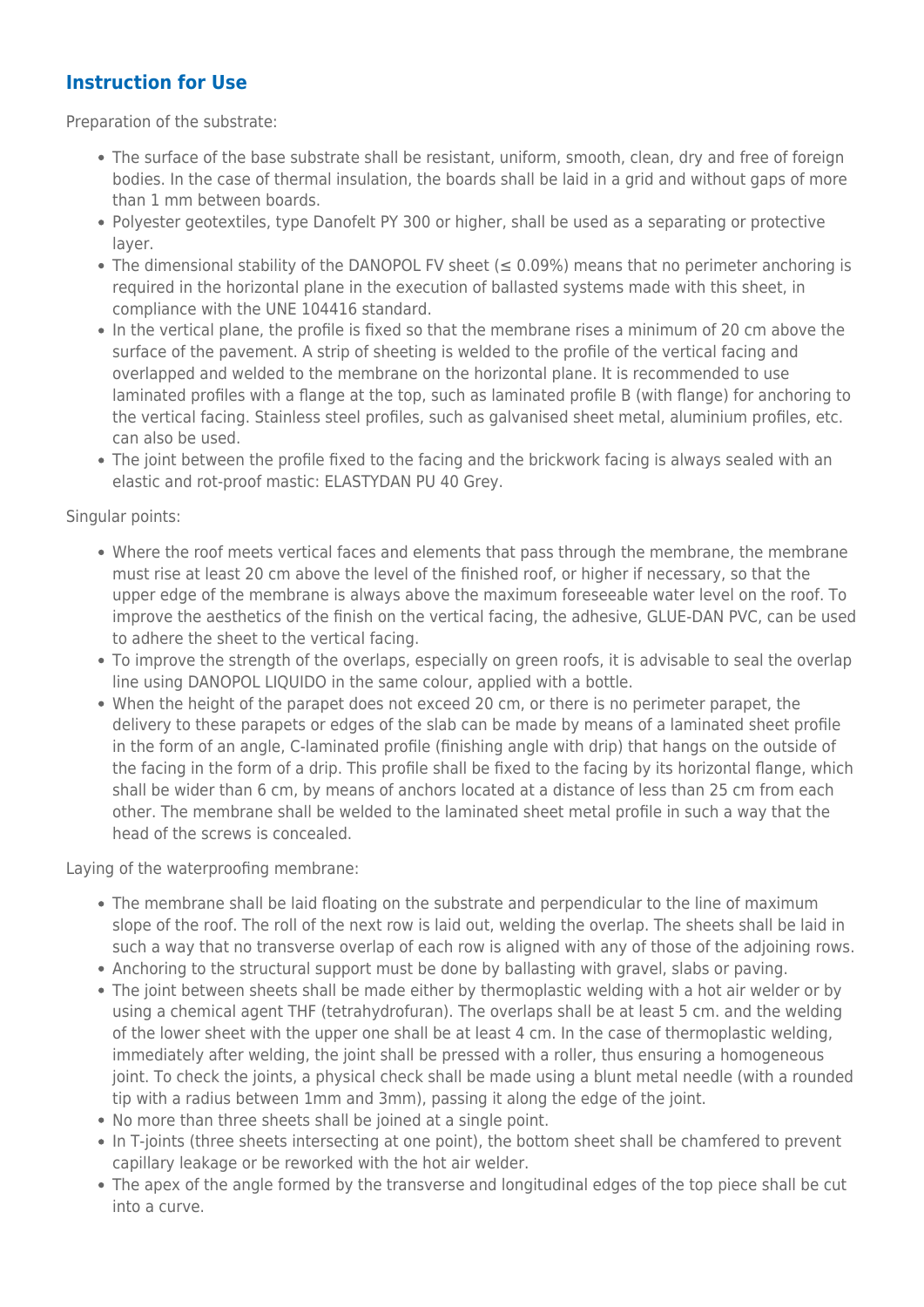## Instruction for Use

Preparation of the substrate:

- The surface of the base substrate shall be resistant, uniform, smooth, clean, dry and free of foreign bodies. In the case of thermal insulation, the boards shall be laid in a grid and without gaps of more than 1 mm between boards.
- Polyester geotextiles, type Danofelt PY 300 or higher, shall be used as a separating or protective layer.
- The dimensional stability of the DANOPOL FV sheet (≤ 0.09%) means that no perimeter anchoring is required in the horizontal plane in the execution of ballasted systems made with this sheet, in compliance with the UNE 104416 standard.
- In the vertical plane, the profile is fixed so that the membrane rises a minimum of 20 cm above the surface of the pavement. A strip of sheeting is welded to the profile of the vertical facing and overlapped and welded to the membrane on the horizontal plane. It is recommended to use laminated profiles with a flange at the top, such as laminated profile B (with flange) for anchoring to the vertical facing. Stainless steel profiles, such as galvanised sheet metal, aluminium profiles, etc. can also be used.
- The joint between the profile fixed to the facing and the brickwork facing is always sealed with an elastic and rot-proof mastic: ELASTYDAN PU 40 Grey.

Singular points:

- Where the roof meets vertical faces and elements that pass through the membrane, the membrane must rise at least 20 cm above the level of the finished roof, or higher if necessary, so that the upper edge of the membrane is always above the maximum foreseeable water level on the roof. To improve the aesthetics of the finish on the vertical facing, the adhesive, GLUE-DAN PVC, can be used to adhere the sheet to the vertical facing.
- To improve the strength of the overlaps, especially on green roofs, it is advisable to seal the overlap line using DANOPOL LIQUIDO in the same colour, applied with a bottle.
- When the height of the parapet does not exceed 20 cm, or there is no perimeter parapet, the delivery to these parapets or edges of the slab can be made by means of a laminated sheet profile in the form of an angle, C-laminated profile (finishing angle with drip) that hangs on the outside of the facing in the form of a drip. This profile shall be fixed to the facing by its horizontal flange, which shall be wider than 6 cm, by means of anchors located at a distance of less than 25 cm from each other. The membrane shall be welded to the laminated sheet metal profile in such a way that the head of the screws is concealed.

Laying of the waterproofing membrane:

- The membrane shall be laid floating on the substrate and perpendicular to the line of maximum slope of the roof. The roll of the next row is laid out, welding the overlap. The sheets shall be laid in such a way that no transverse overlap of each row is aligned with any of those of the adjoining rows.
- Anchoring to the structural support must be done by ballasting with gravel, slabs or paving.
- The joint between sheets shall be made either by thermoplastic welding with a hot air welder or by using a chemical agent THF (tetrahydrofuran). The overlaps shall be at least 5 cm. and the welding of the lower sheet with the upper one shall be at least 4 cm. In the case of thermoplastic welding, immediately after welding, the joint shall be pressed with a roller, thus ensuring a homogeneous joint. To check the joints, a physical check shall be made using a blunt metal needle (with a rounded tip with a radius between 1mm and 3mm), passing it along the edge of the joint.
- No more than three sheets shall be joined at a single point.
- In T-joints (three sheets intersecting at one point), the bottom sheet shall be chamfered to prevent capillary leakage or be reworked with the hot air welder.
- The apex of the angle formed by the transverse and longitudinal edges of the top piece shall be cut into a curve.